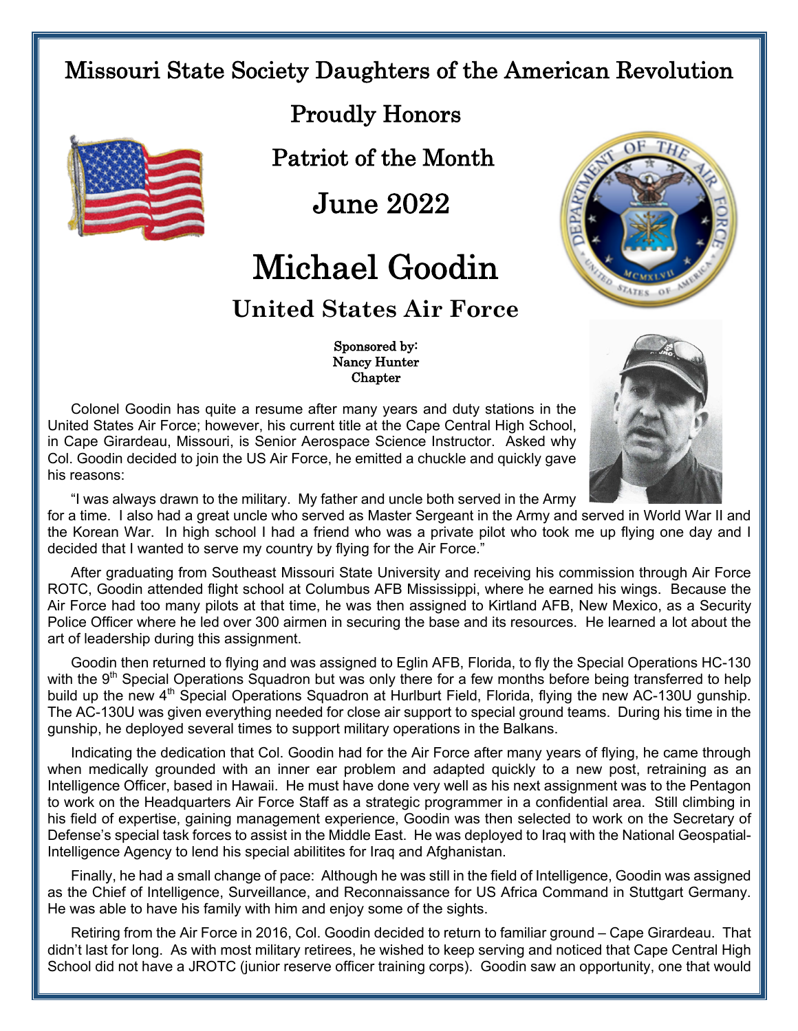# Missouri State Society Daughters of the American Revolution

## Proudly Honors

## Patriot of the Month

## June 2022

# Michael Goodin

## United States Air Force

**Sponsored by:**
**Nancy Hunter**
**Chapter**

Colonel Goodin has quite a resume after many years and duty stations in the United States Air Force; however, his current title at the Cape Central High School, in Cape Girardeau, Missouri, is Senior Aerospace Science Instructor. Asked why Col. Goodin decided to join the US Air Force, he emitted a chuckle and quickly gave his reasons:

"I was always drawn to the military. My father and uncle both served in the Army for a time. I also had a great uncle who served as Master Sergeant in the Army and served in World War II and the Korean War. In high school I had a friend who was a private pilot who took me up flying one day and I decided that I wanted to serve my country by flying for the Air Force."

After graduating from Southeast Missouri State University and receiving his commission through Air Force ROTC, Goodin attended flight school at Columbus AFB Mississippi, where he earned his wings. Because the Air Force had too many pilots at that time, he was then assigned to Kirtland AFB, New Mexico, as a Security Police Officer where he led over 300 airmen in securing the base and its resources. He learned a lot about the art of leadership during this assignment.

Goodin then returned to flying and was assigned to Eglin AFB, Florida, to fly the Special Operations HC-130 with the 9th Special Operations Squadron but was only there for a few months before being transferred to help build up the new 4th Special Operations Squadron at Hurlburt Field, Florida, flying the new AC-130U gunship. The AC-130U was given everything needed for close air support to special ground teams. During his time in the gunship, he deployed several times to support military operations in the Balkans.

Indicating the dedication that Col. Goodin had for the Air Force after many years of flying, he came through when medically grounded with an inner ear problem and adapted quickly to a new post, retraining as an Intelligence Officer, based in Hawaii. He must have done very well as his next assignment was to the Pentagon to work on the Headquarters Air Force Staff as a strategic programmer in a confidential area. Still climbing in his field of expertise, gaining management experience, Goodin was then selected to work on the Secretary of Defense's special task forces to assist in the Middle East. He was deployed to Iraq with the National Geospatial-Intelligence Agency to lend his special abilitites for Iraq and Afghanistan.

Finally, he had a small change of pace: Although he was still in the field of Intelligence, Goodin was assigned as the Chief of Intelligence, Surveillance, and Reconnaissance for US Africa Command in Stuttgart Germany. He was able to have his family with him and enjoy some of the sights.

Retiring from the Air Force in 2016, Col. Goodin decided to return to familiar ground – Cape Girardeau. That didn't last for long. As with most military retirees, he wished to keep serving and noticed that Cape Central High School did not have a JROTC (junior reserve officer training corps). Goodin saw an opportunity, one that would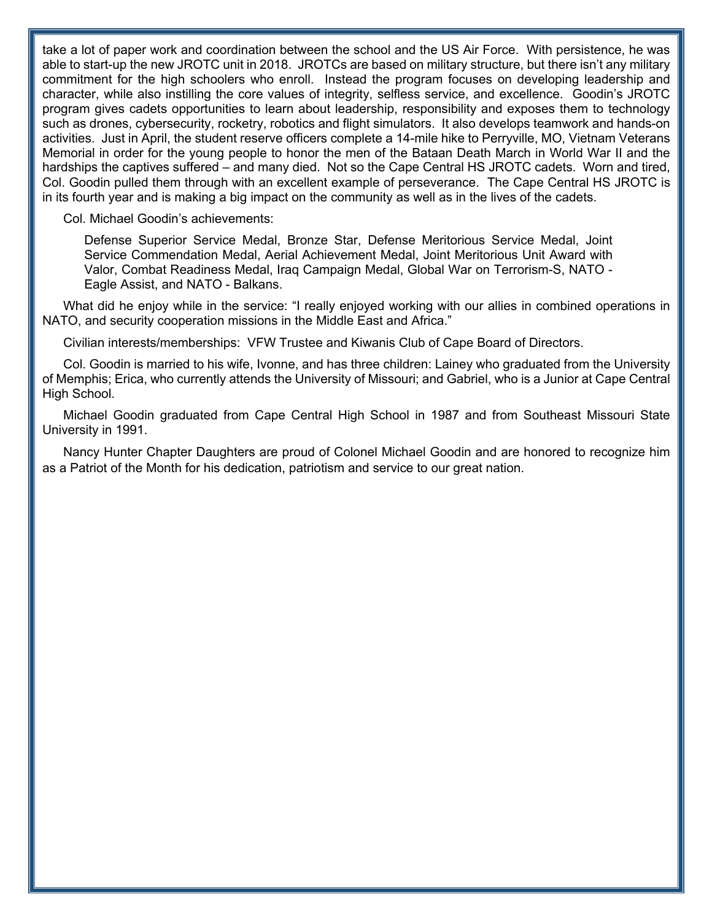take a lot of paper work and coordination between the school and the US Air Force. With persistence, he was able to start-up the new JROTC unit in 2018. JROTCs are based on military structure, but there isn't any military commitment for the high schoolers who enroll. Instead the program focuses on developing leadership and character, while also instilling the core values of integrity, selfless service, and excellence. Goodin's JROTC program gives cadets opportunities to learn about leadership, responsibility and exposes them to technology such as drones, cybersecurity, rocketry, robotics and flight simulators. It also develops teamwork and hands-on activities. Just in April, the student reserve officers complete a 14-mile hike to Perryville, MO, Vietnam Veterans Memorial in order for the young people to honor the men of the Bataan Death March in World War II and the hardships the captives suffered – and many died. Not so the Cape Central HS JROTC cadets. Worn and tired, Col. Goodin pulled them through with an excellent example of perseverance. The Cape Central HS JROTC is in its fourth year and is making a big impact on the community as well as in the lives of the cadets.

Col. Michael Goodin's achievements:

> Defense Superior Service Medal, Bronze Star, Defense Meritorious Service Medal, Joint Service Commendation Medal, Aerial Achievement Medal, Joint Meritorious Unit Award with Valor, Combat Readiness Medal, Iraq Campaign Medal, Global War on Terrorism-S, NATO - Eagle Assist, and NATO - Balkans.

What did he enjoy while in the service: "I really enjoyed working with our allies in combined operations in NATO, and security cooperation missions in the Middle East and Africa."

Civilian interests/memberships: VFW Trustee and Kiwanis Club of Cape Board of Directors.

Col. Goodin is married to his wife, Ivonne, and has three children: Lainey who graduated from the University of Memphis; Erica, who currently attends the University of Missouri; and Gabriel, who is a Junior at Cape Central High School.

Michael Goodin graduated from Cape Central High School in 1987 and from Southeast Missouri State University in 1991.

Nancy Hunter Chapter Daughters are proud of Colonel Michael Goodin and are honored to recognize him as a Patriot of the Month for his dedication, patriotism and service to our great nation.